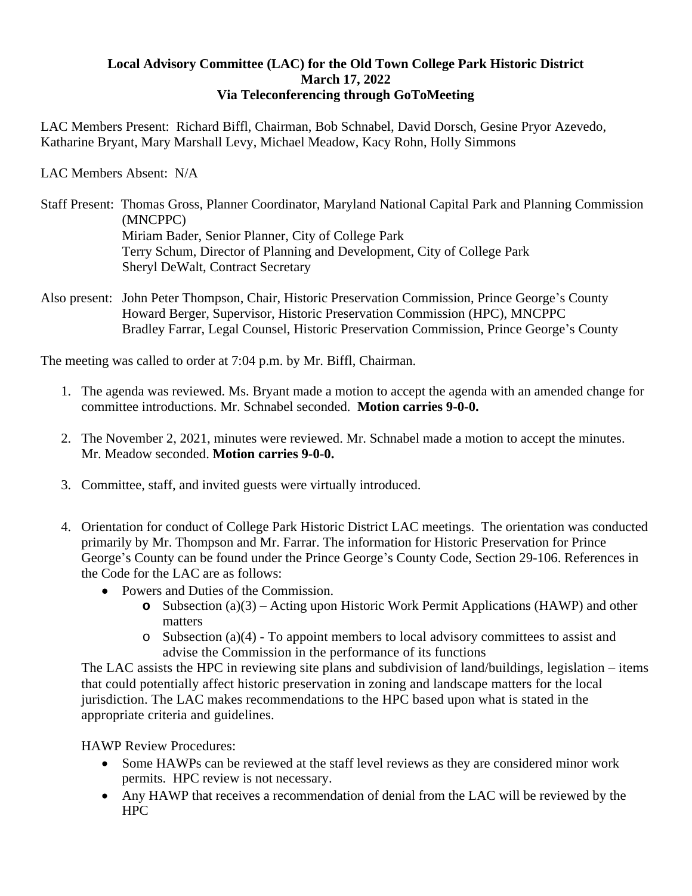**Local Advisory Committee (LAC) for the Old Town College Park Historic District**
**March 17, 2022**
**Via Teleconferencing through GoToMeeting**

LAC Members Present: Richard Biffl, Chairman, Bob Schnabel, David Dorsch, Gesine Pryor Azevedo, Katharine Bryant, Mary Marshall Levy, Michael Meadow, Kacy Rohn, Holly Simmons

LAC Members Absent: N/A

Staff Present: Thomas Gross, Planner Coordinator, Maryland National Capital Park and Planning Commission (MNCPPC)
Miriam Bader, Senior Planner, City of College Park
Terry Schum, Director of Planning and Development, City of College Park
Sheryl DeWalt, Contract Secretary

Also present: John Peter Thompson, Chair, Historic Preservation Commission, Prince George's County
Howard Berger, Supervisor, Historic Preservation Commission (HPC), MNCPPC
Bradley Farrar, Legal Counsel, Historic Preservation Commission, Prince George's County

The meeting was called to order at 7:04 p.m. by Mr. Biffl, Chairman.

1. The agenda was reviewed. Ms. Bryant made a motion to accept the agenda with an amended change for committee introductions. Mr. Schnabel seconded. **Motion carries 9-0-0.**

2. The November 2, 2021, minutes were reviewed. Mr. Schnabel made a motion to accept the minutes. Mr. Meadow seconded. **Motion carries 9-0-0.**

3. Committee, staff, and invited guests were virtually introduced.

4. Orientation for conduct of College Park Historic District LAC meetings. The orientation was conducted primarily by Mr. Thompson and Mr. Farrar. The information for Historic Preservation for Prince George's County can be found under the Prince George's County Code, Section 29-106. References in the Code for the LAC are as follows:
   - Powers and Duties of the Commission.
     - Subsection (a)(3) – Acting upon Historic Work Permit Applications (HAWP) and other matters
     - Subsection (a)(4) - To appoint members to local advisory committees to assist and advise the Commission in the performance of its functions

   The LAC assists the HPC in reviewing site plans and subdivision of land/buildings, legislation – items that could potentially affect historic preservation in zoning and landscape matters for the local jurisdiction. The LAC makes recommendations to the HPC based upon what is stated in the appropriate criteria and guidelines.

   HAWP Review Procedures:
   - Some HAWPs can be reviewed at the staff level reviews as they are considered minor work permits. HPC review is not necessary.
   - Any HAWP that receives a recommendation of denial from the LAC will be reviewed by the HPC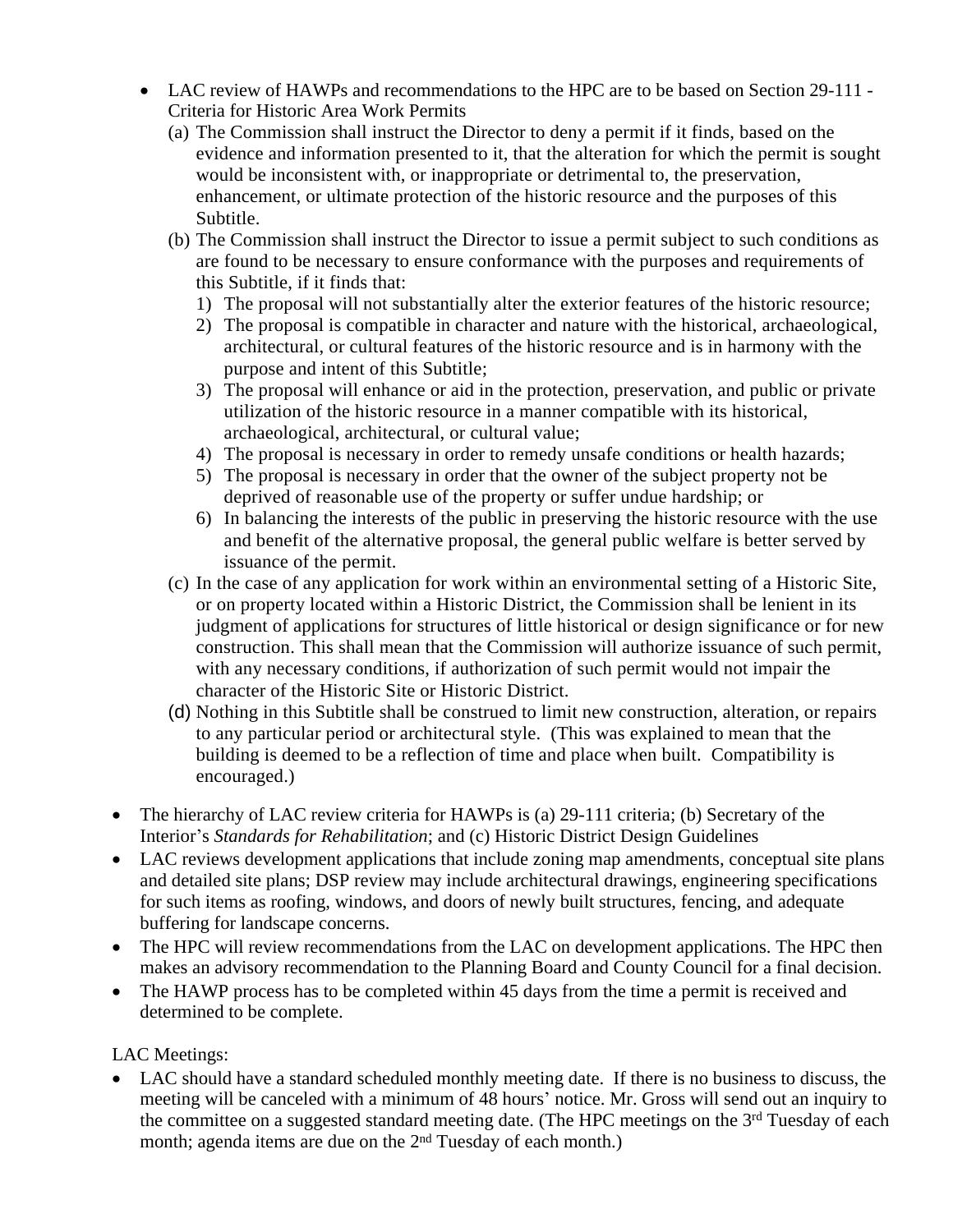- LAC review of HAWPs and recommendations to the HPC are to be based on Section 29-111 - Criteria for Historic Area Work Permits
  (a) The Commission shall instruct the Director to deny a permit if it finds, based on the evidence and information presented to it, that the alteration for which the permit is sought would be inconsistent with, or inappropriate or detrimental to, the preservation, enhancement, or ultimate protection of the historic resource and the purposes of this Subtitle.
  (b) The Commission shall instruct the Director to issue a permit subject to such conditions as are found to be necessary to ensure conformance with the purposes and requirements of this Subtitle, if it finds that:
    1) The proposal will not substantially alter the exterior features of the historic resource;
    2) The proposal is compatible in character and nature with the historical, archaeological, architectural, or cultural features of the historic resource and is in harmony with the purpose and intent of this Subtitle;
    3) The proposal will enhance or aid in the protection, preservation, and public or private utilization of the historic resource in a manner compatible with its historical, archaeological, architectural, or cultural value;
    4) The proposal is necessary in order to remedy unsafe conditions or health hazards;
    5) The proposal is necessary in order that the owner of the subject property not be deprived of reasonable use of the property or suffer undue hardship; or
    6) In balancing the interests of the public in preserving the historic resource with the use and benefit of the alternative proposal, the general public welfare is better served by issuance of the permit.
  (c) In the case of any application for work within an environmental setting of a Historic Site, or on property located within a Historic District, the Commission shall be lenient in its judgment of applications for structures of little historical or design significance or for new construction. This shall mean that the Commission will authorize issuance of such permit, with any necessary conditions, if authorization of such permit would not impair the character of the Historic Site or Historic District.
  (d) Nothing in this Subtitle shall be construed to limit new construction, alteration, or repairs to any particular period or architectural style. (This was explained to mean that the building is deemed to be a reflection of time and place when built. Compatibility is encouraged.)

- The hierarchy of LAC review criteria for HAWPs is (a) 29-111 criteria; (b) Secretary of the Interior's *Standards for Rehabilitation*; and (c) Historic District Design Guidelines
- LAC reviews development applications that include zoning map amendments, conceptual site plans and detailed site plans; DSP review may include architectural drawings, engineering specifications for such items as roofing, windows, and doors of newly built structures, fencing, and adequate buffering for landscape concerns.
- The HPC will review recommendations from the LAC on development applications. The HPC then makes an advisory recommendation to the Planning Board and County Council for a final decision.
- The HAWP process has to be completed within 45 days from the time a permit is received and determined to be complete.

LAC Meetings:

- LAC should have a standard scheduled monthly meeting date. If there is no business to discuss, the meeting will be canceled with a minimum of 48 hours' notice. Mr. Gross will send out an inquiry to the committee on a suggested standard meeting date. (The HPC meetings on the 3rd Tuesday of each month; agenda items are due on the 2nd Tuesday of each month.)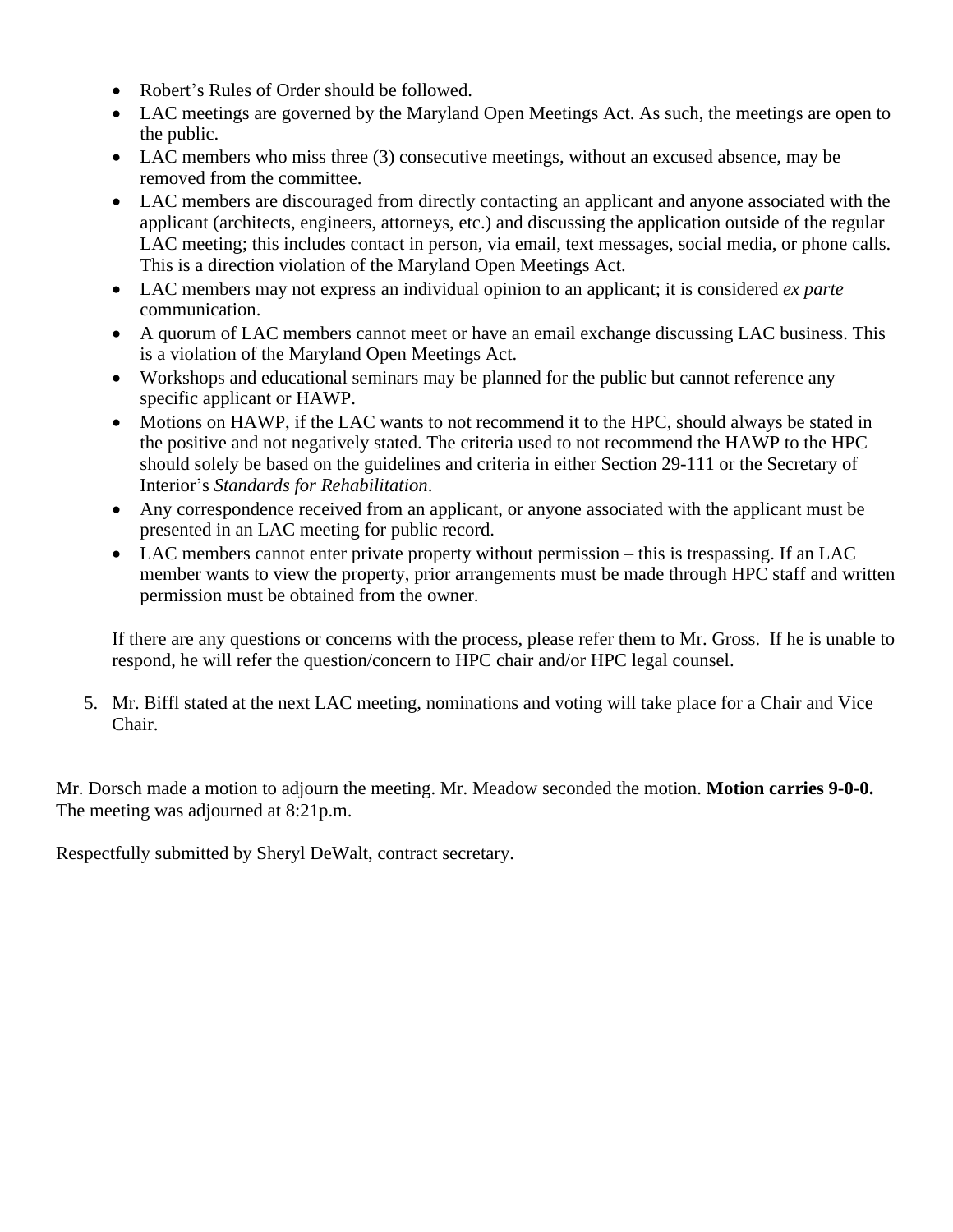- Robert's Rules of Order should be followed.
- LAC meetings are governed by the Maryland Open Meetings Act. As such, the meetings are open to the public.
- LAC members who miss three (3) consecutive meetings, without an excused absence, may be removed from the committee.
- LAC members are discouraged from directly contacting an applicant and anyone associated with the applicant (architects, engineers, attorneys, etc.) and discussing the application outside of the regular LAC meeting; this includes contact in person, via email, text messages, social media, or phone calls. This is a direction violation of the Maryland Open Meetings Act.
- LAC members may not express an individual opinion to an applicant; it is considered *ex parte* communication.
- A quorum of LAC members cannot meet or have an email exchange discussing LAC business. This is a violation of the Maryland Open Meetings Act.
- Workshops and educational seminars may be planned for the public but cannot reference any specific applicant or HAWP.
- Motions on HAWP, if the LAC wants to not recommend it to the HPC, should always be stated in the positive and not negatively stated. The criteria used to not recommend the HAWP to the HPC should solely be based on the guidelines and criteria in either Section 29-111 or the Secretary of Interior's *Standards for Rehabilitation*.
- Any correspondence received from an applicant, or anyone associated with the applicant must be presented in an LAC meeting for public record.
- LAC members cannot enter private property without permission – this is trespassing. If an LAC member wants to view the property, prior arrangements must be made through HPC staff and written permission must be obtained from the owner.

If there are any questions or concerns with the process, please refer them to Mr. Gross. If he is unable to respond, he will refer the question/concern to HPC chair and/or HPC legal counsel.

5. Mr. Biffl stated at the next LAC meeting, nominations and voting will take place for a Chair and Vice Chair.

Mr. Dorsch made a motion to adjourn the meeting. Mr. Meadow seconded the motion. **Motion carries 9-0-0.** The meeting was adjourned at 8:21p.m.

Respectfully submitted by Sheryl DeWalt, contract secretary.